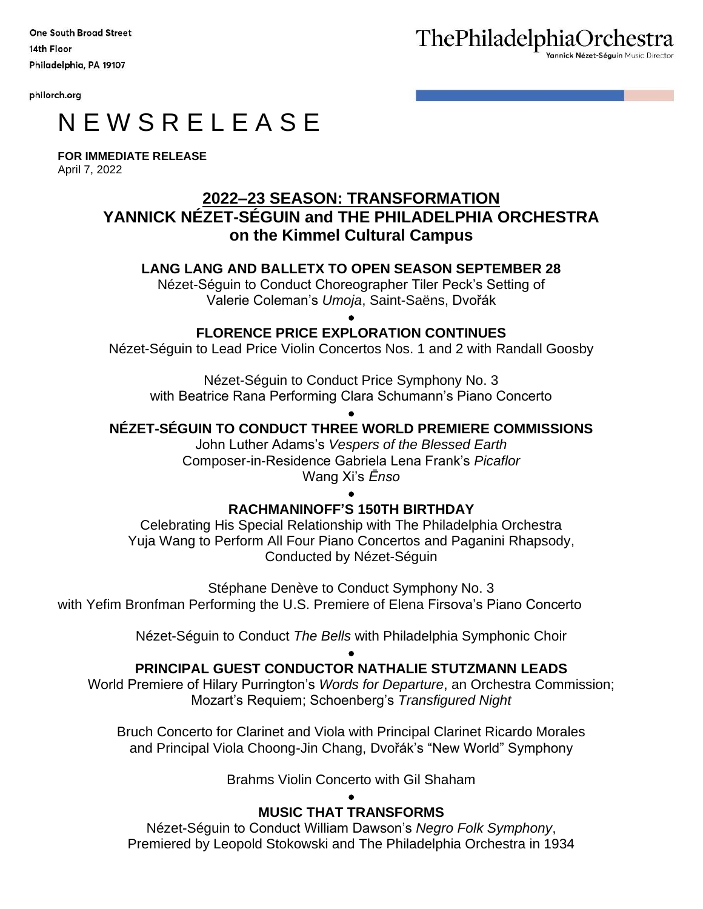One South Broad Street
14th Floor
Philadelphia, PA 19107

philorch.org

**The Philadelphia Orchestra**
Yannick Nézet-Séguin Music Director

# N E W S R E L E A S E

**FOR IMMEDIATE RELEASE**
April 7, 2022

## 2022–23 SEASON: TRANSFORMATION
## YANNICK NÉZET-SÉGUIN and THE PHILADELPHIA ORCHESTRA on the Kimmel Cultural Campus

### LANG LANG AND BALLETX TO OPEN SEASON SEPTEMBER 28

Nézet-Séguin to Conduct Choreographer Tiler Peck's Setting of Valerie Coleman's *Umoja*, Saint-Saëns, Dvořák

•

### FLORENCE PRICE EXPLORATION CONTINUES

Nézet-Séguin to Lead Price Violin Concertos Nos. 1 and 2 with Randall Goosby

Nézet-Séguin to Conduct Price Symphony No. 3 with Beatrice Rana Performing Clara Schumann's Piano Concerto

•

### NÉZET-SÉGUIN TO CONDUCT THREE WORLD PREMIERE COMMISSIONS

John Luther Adams's *Vespers of the Blessed Earth*
Composer-in-Residence Gabriela Lena Frank's *Picaflor*
Wang Xi's *Ēnso*

•

### RACHMANINOFF'S 150TH BIRTHDAY

Celebrating His Special Relationship with The Philadelphia Orchestra
Yuja Wang to Perform All Four Piano Concertos and Paganini Rhapsody, Conducted by Nézet-Séguin

Stéphane Denève to Conduct Symphony No. 3 with Yefim Bronfman Performing the U.S. Premiere of Elena Firsova's Piano Concerto

Nézet-Séguin to Conduct *The Bells* with Philadelphia Symphonic Choir

•

### PRINCIPAL GUEST CONDUCTOR NATHALIE STUTZMANN LEADS

World Premiere of Hilary Purrington's *Words for Departure*, an Orchestra Commission; Mozart's Requiem; Schoenberg's *Transfigured Night*

Bruch Concerto for Clarinet and Viola with Principal Clarinet Ricardo Morales and Principal Viola Choong-Jin Chang, Dvořák's "New World" Symphony

Brahms Violin Concerto with Gil Shaham

•

### MUSIC THAT TRANSFORMS

Nézet-Séguin to Conduct William Dawson's *Negro Folk Symphony*, Premiered by Leopold Stokowski and The Philadelphia Orchestra in 1934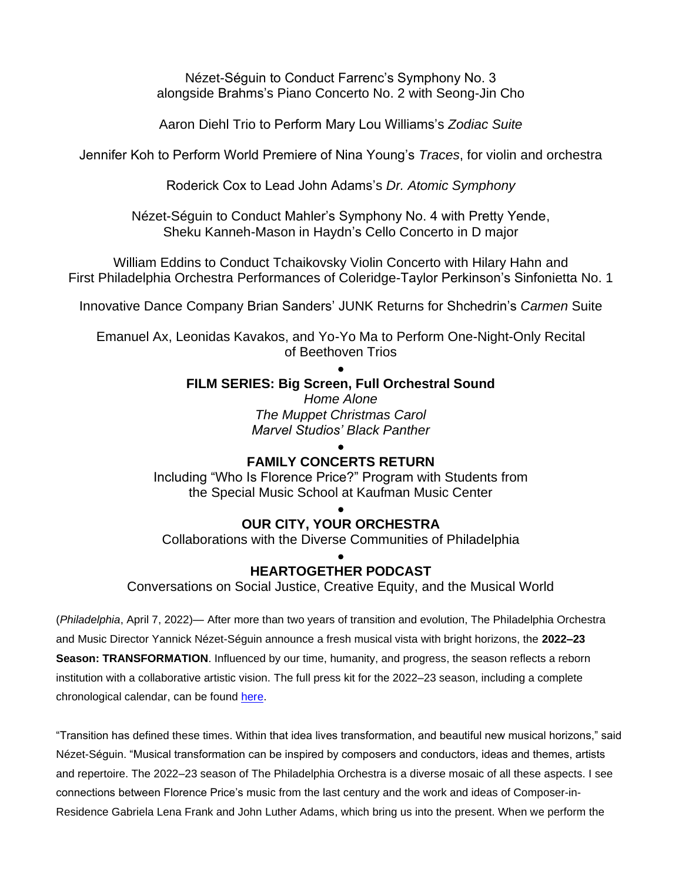Nézet-Séguin to Conduct Farrenc's Symphony No. 3
alongside Brahms's Piano Concerto No. 2 with Seong-Jin Cho

Aaron Diehl Trio to Perform Mary Lou Williams's *Zodiac Suite*

Jennifer Koh to Perform World Premiere of Nina Young's *Traces*, for violin and orchestra

Roderick Cox to Lead John Adams's *Dr. Atomic Symphony*

Nézet-Séguin to Conduct Mahler's Symphony No. 4 with Pretty Yende,
Sheku Kanneh-Mason in Haydn's Cello Concerto in D major

William Eddins to Conduct Tchaikovsky Violin Concerto with Hilary Hahn and
First Philadelphia Orchestra Performances of Coleridge-Taylor Perkinson's Sinfonietta No. 1

Innovative Dance Company Brian Sanders' JUNK Returns for Shchedrin's *Carmen* Suite

Emanuel Ax, Leonidas Kavakos, and Yo-Yo Ma to Perform One-Night-Only Recital
of Beethoven Trios

●

**FILM SERIES: Big Screen, Full Orchestral Sound**

*Home Alone*
*The Muppet Christmas Carol*
*Marvel Studios' Black Panther*

●

**FAMILY CONCERTS RETURN**

Including "Who Is Florence Price?" Program with Students from
the Special Music School at Kaufman Music Center

●

**OUR CITY, YOUR ORCHESTRA**

Collaborations with the Diverse Communities of Philadelphia

●

**HEARTOGETHER PODCAST**

Conversations on Social Justice, Creative Equity, and the Musical World

(*Philadelphia*, April 7, 2022)— After more than two years of transition and evolution, The Philadelphia Orchestra and Music Director Yannick Nézet-Séguin announce a fresh musical vista with bright horizons, the **2022–23 Season: TRANSFORMATION**. Influenced by our time, humanity, and progress, the season reflects a reborn institution with a collaborative artistic vision. The full press kit for the 2022–23 season, including a complete chronological calendar, can be found [here]().

"Transition has defined these times. Within that idea lives transformation, and beautiful new musical horizons," said Nézet-Séguin. "Musical transformation can be inspired by composers and conductors, ideas and themes, artists and repertoire. The 2022–23 season of The Philadelphia Orchestra is a diverse mosaic of all these aspects. I see connections between Florence Price's music from the last century and the work and ideas of Composer-in-Residence Gabriela Lena Frank and John Luther Adams, which bring us into the present. When we perform the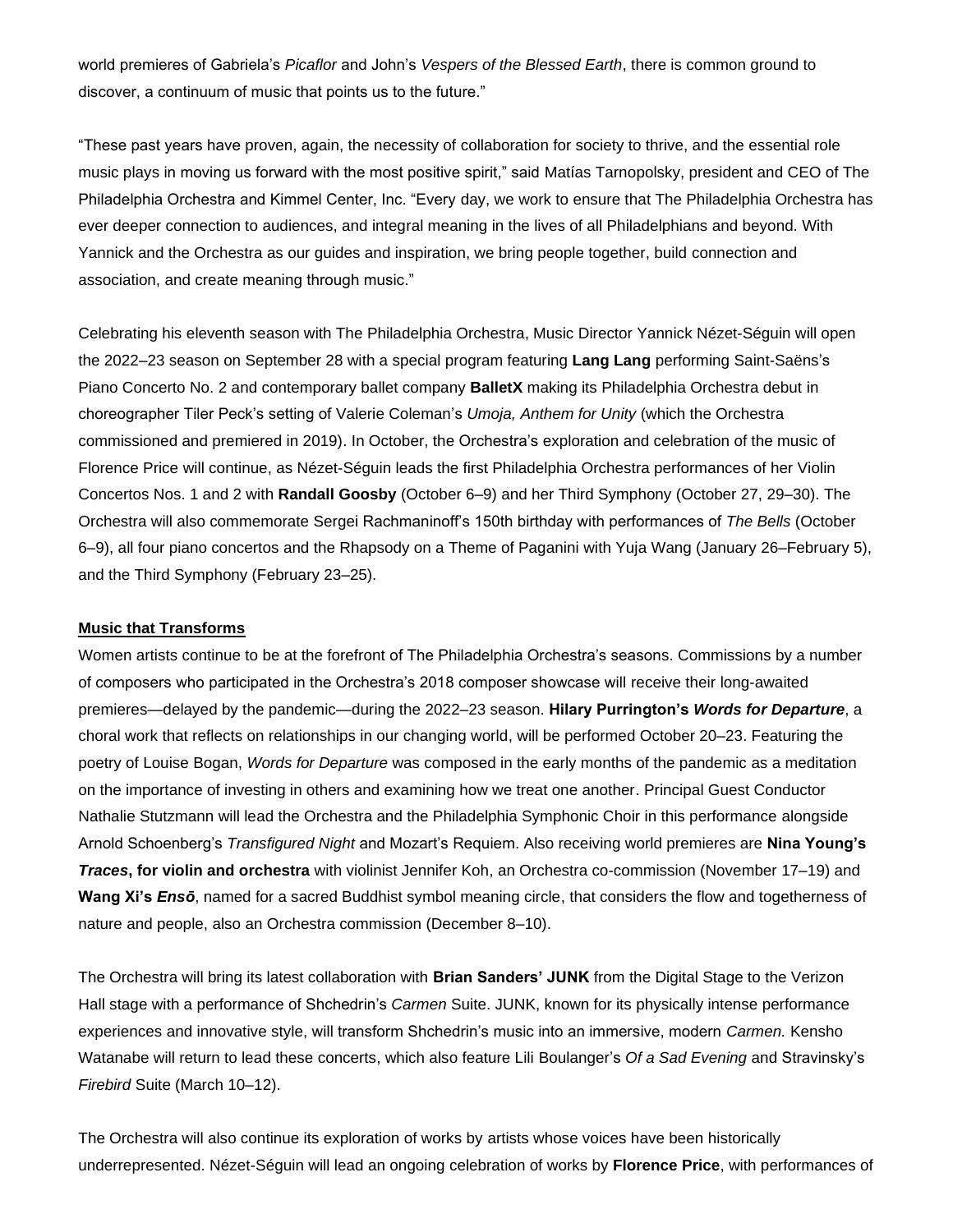world premieres of Gabriela's *Picaflor* and John's *Vespers of the Blessed Earth*, there is common ground to discover, a continuum of music that points us to the future."

"These past years have proven, again, the necessity of collaboration for society to thrive, and the essential role music plays in moving us forward with the most positive spirit," said Matías Tarnopolsky, president and CEO of The Philadelphia Orchestra and Kimmel Center, Inc. "Every day, we work to ensure that The Philadelphia Orchestra has ever deeper connection to audiences, and integral meaning in the lives of all Philadelphians and beyond. With Yannick and the Orchestra as our guides and inspiration, we bring people together, build connection and association, and create meaning through music."

Celebrating his eleventh season with The Philadelphia Orchestra, Music Director Yannick Nézet-Séguin will open the 2022–23 season on September 28 with a special program featuring **Lang Lang** performing Saint-Saëns's Piano Concerto No. 2 and contemporary ballet company **BalletX** making its Philadelphia Orchestra debut in choreographer Tiler Peck's setting of Valerie Coleman's *Umoja, Anthem for Unity* (which the Orchestra commissioned and premiered in 2019). In October, the Orchestra's exploration and celebration of the music of Florence Price will continue, as Nézet-Séguin leads the first Philadelphia Orchestra performances of her Violin Concertos Nos. 1 and 2 with **Randall Goosby** (October 6–9) and her Third Symphony (October 27, 29–30). The Orchestra will also commemorate Sergei Rachmaninoff's 150th birthday with performances of *The Bells* (October 6–9), all four piano concertos and the Rhapsody on a Theme of Paganini with Yuja Wang (January 26–February 5), and the Third Symphony (February 23–25).

**Music that Transforms**

Women artists continue to be at the forefront of The Philadelphia Orchestra's seasons. Commissions by a number of composers who participated in the Orchestra's 2018 composer showcase will receive their long-awaited premieres—delayed by the pandemic—during the 2022–23 season. **Hilary Purrington's *Words for Departure***, a choral work that reflects on relationships in our changing world, will be performed October 20–23. Featuring the poetry of Louise Bogan, *Words for Departure* was composed in the early months of the pandemic as a meditation on the importance of investing in others and examining how we treat one another. Principal Guest Conductor Nathalie Stutzmann will lead the Orchestra and the Philadelphia Symphonic Choir in this performance alongside Arnold Schoenberg's *Transfigured Night* and Mozart's Requiem. Also receiving world premieres are **Nina Young's *Traces*, for violin and orchestra** with violinist Jennifer Koh, an Orchestra co-commission (November 17–19) and **Wang Xi's *Ensō***, named for a sacred Buddhist symbol meaning circle, that considers the flow and togetherness of nature and people, also an Orchestra commission (December 8–10).

The Orchestra will bring its latest collaboration with **Brian Sanders' JUNK** from the Digital Stage to the Verizon Hall stage with a performance of Shchedrin's *Carmen* Suite. JUNK, known for its physically intense performance experiences and innovative style, will transform Shchedrin's music into an immersive, modern *Carmen.* Kensho Watanabe will return to lead these concerts, which also feature Lili Boulanger's *Of a Sad Evening* and Stravinsky's *Firebird* Suite (March 10–12).

The Orchestra will also continue its exploration of works by artists whose voices have been historically underrepresented. Nézet-Séguin will lead an ongoing celebration of works by **Florence Price**, with performances of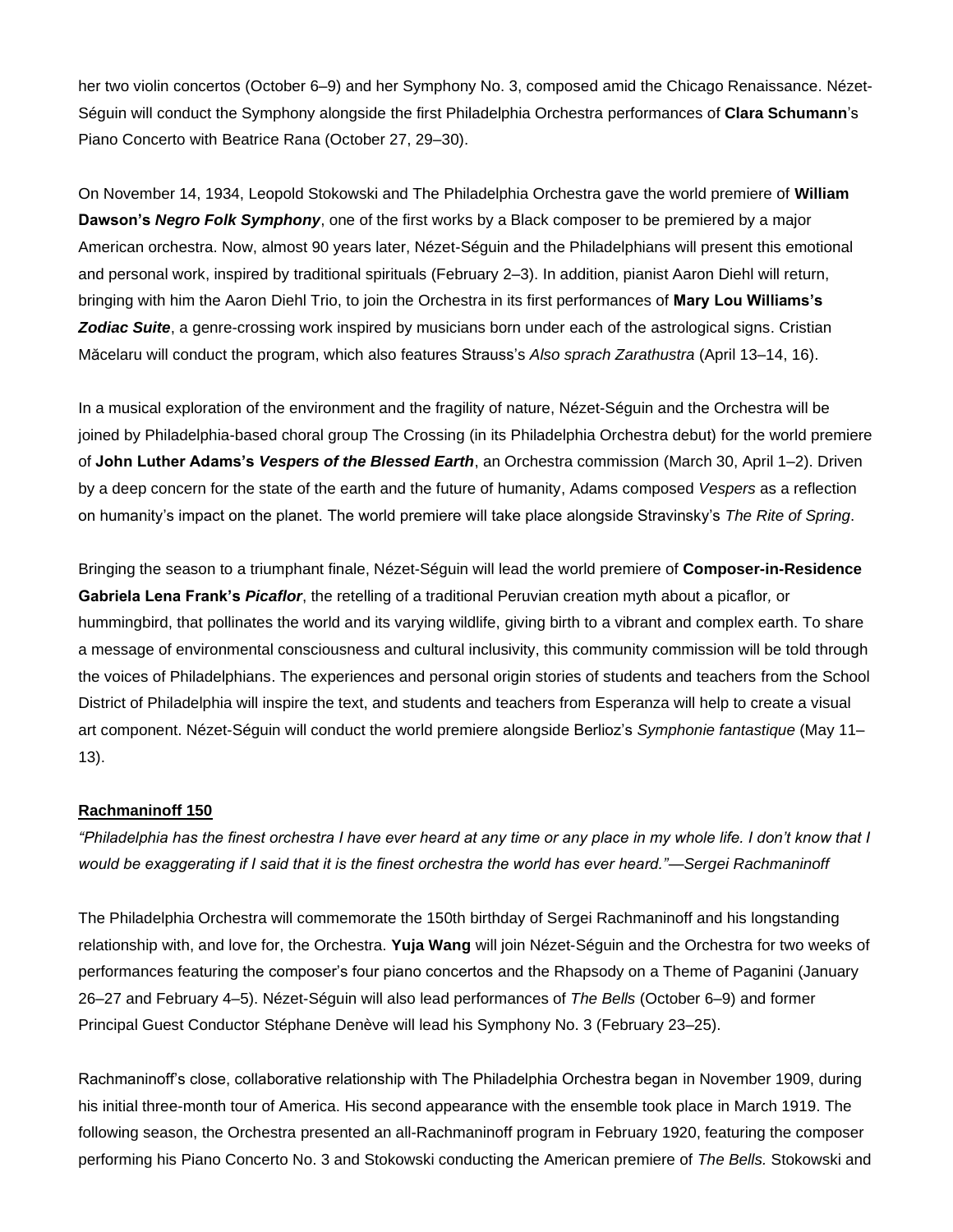her two violin concertos (October 6–9) and her Symphony No. 3, composed amid the Chicago Renaissance. Nézet-Séguin will conduct the Symphony alongside the first Philadelphia Orchestra performances of **Clara Schumann**'s Piano Concerto with Beatrice Rana (October 27, 29–30).

On November 14, 1934, Leopold Stokowski and The Philadelphia Orchestra gave the world premiere of **William Dawson's *Negro Folk Symphony***, one of the first works by a Black composer to be premiered by a major American orchestra. Now, almost 90 years later, Nézet-Séguin and the Philadelphians will present this emotional and personal work, inspired by traditional spirituals (February 2–3). In addition, pianist Aaron Diehl will return, bringing with him the Aaron Diehl Trio, to join the Orchestra in its first performances of **Mary Lou Williams's *Zodiac Suite***, a genre-crossing work inspired by musicians born under each of the astrological signs. Cristian Măcelaru will conduct the program, which also features Strauss's *Also sprach Zarathustra* (April 13–14, 16).

In a musical exploration of the environment and the fragility of nature, Nézet-Séguin and the Orchestra will be joined by Philadelphia-based choral group The Crossing (in its Philadelphia Orchestra debut) for the world premiere of **John Luther Adams's *Vespers of the Blessed Earth***, an Orchestra commission (March 30, April 1–2). Driven by a deep concern for the state of the earth and the future of humanity, Adams composed *Vespers* as a reflection on humanity's impact on the planet. The world premiere will take place alongside Stravinsky's *The Rite of Spring*.

Bringing the season to a triumphant finale, Nézet-Séguin will lead the world premiere of **Composer-in-Residence Gabriela Lena Frank's *Picaflor***, the retelling of a traditional Peruvian creation myth about a picaflor*,* or hummingbird, that pollinates the world and its varying wildlife, giving birth to a vibrant and complex earth. To share a message of environmental consciousness and cultural inclusivity, this community commission will be told through the voices of Philadelphians. The experiences and personal origin stories of students and teachers from the School District of Philadelphia will inspire the text, and students and teachers from Esperanza will help to create a visual art component. Nézet-Séguin will conduct the world premiere alongside Berlioz's *Symphonie fantastique* (May 11–13).

## Rachmaninoff 150

*"Philadelphia has the finest orchestra I have ever heard at any time or any place in my whole life. I don't know that I would be exaggerating if I said that it is the finest orchestra the world has ever heard."—Sergei Rachmaninoff*

The Philadelphia Orchestra will commemorate the 150th birthday of Sergei Rachmaninoff and his longstanding relationship with, and love for, the Orchestra. **Yuja Wang** will join Nézet-Séguin and the Orchestra for two weeks of performances featuring the composer's four piano concertos and the Rhapsody on a Theme of Paganini (January 26–27 and February 4–5). Nézet-Séguin will also lead performances of *The Bells* (October 6–9) and former Principal Guest Conductor Stéphane Denève will lead his Symphony No. 3 (February 23–25).

Rachmaninoff's close, collaborative relationship with The Philadelphia Orchestra began in November 1909, during his initial three-month tour of America. His second appearance with the ensemble took place in March 1919. The following season, the Orchestra presented an all-Rachmaninoff program in February 1920, featuring the composer performing his Piano Concerto No. 3 and Stokowski conducting the American premiere of *The Bells.* Stokowski and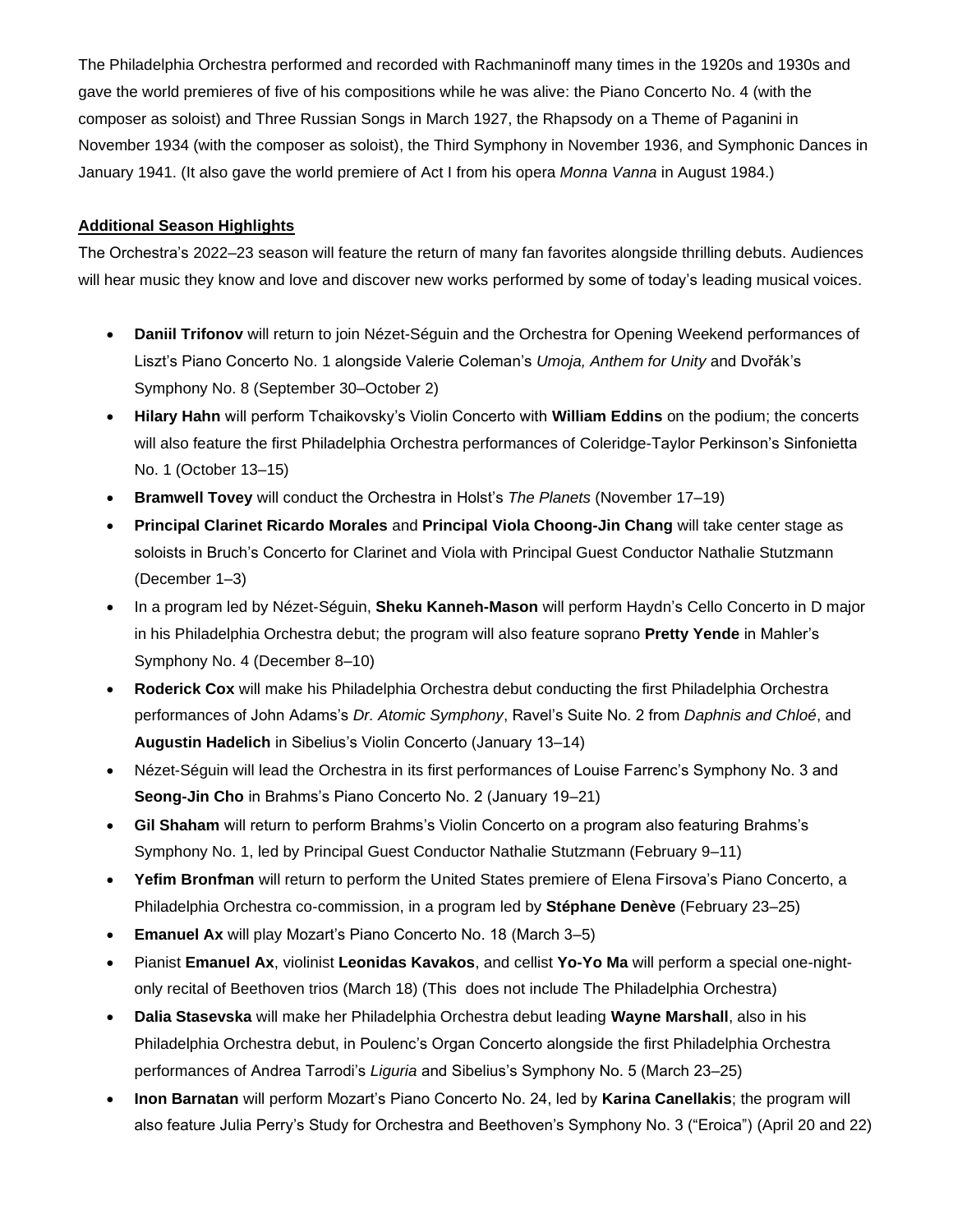The Philadelphia Orchestra performed and recorded with Rachmaninoff many times in the 1920s and 1930s and gave the world premieres of five of his compositions while he was alive: the Piano Concerto No. 4 (with the composer as soloist) and Three Russian Songs in March 1927, the Rhapsody on a Theme of Paganini in November 1934 (with the composer as soloist), the Third Symphony in November 1936, and Symphonic Dances in January 1941. (It also gave the world premiere of Act I from his opera *Monna Vanna* in August 1984.)

**Additional Season Highlights**

The Orchestra's 2022–23 season will feature the return of many fan favorites alongside thrilling debuts. Audiences will hear music they know and love and discover new works performed by some of today's leading musical voices.

- **Daniil Trifonov** will return to join Nézet-Séguin and the Orchestra for Opening Weekend performances of Liszt's Piano Concerto No. 1 alongside Valerie Coleman's *Umoja, Anthem for Unity* and Dvořák's Symphony No. 8 (September 30–October 2)
- **Hilary Hahn** will perform Tchaikovsky's Violin Concerto with **William Eddins** on the podium; the concerts will also feature the first Philadelphia Orchestra performances of Coleridge-Taylor Perkinson's Sinfonietta No. 1 (October 13–15)
- **Bramwell Tovey** will conduct the Orchestra in Holst's *The Planets* (November 17–19)
- **Principal Clarinet Ricardo Morales** and **Principal Viola Choong-Jin Chang** will take center stage as soloists in Bruch's Concerto for Clarinet and Viola with Principal Guest Conductor Nathalie Stutzmann (December 1–3)
- In a program led by Nézet-Séguin, **Sheku Kanneh-Mason** will perform Haydn's Cello Concerto in D major in his Philadelphia Orchestra debut; the program will also feature soprano **Pretty Yende** in Mahler's Symphony No. 4 (December 8–10)
- **Roderick Cox** will make his Philadelphia Orchestra debut conducting the first Philadelphia Orchestra performances of John Adams's *Dr. Atomic Symphony*, Ravel's Suite No. 2 from *Daphnis and Chloé*, and **Augustin Hadelich** in Sibelius's Violin Concerto (January 13–14)
- Nézet-Séguin will lead the Orchestra in its first performances of Louise Farrenc's Symphony No. 3 and **Seong-Jin Cho** in Brahms's Piano Concerto No. 2 (January 19–21)
- **Gil Shaham** will return to perform Brahms's Violin Concerto on a program also featuring Brahms's Symphony No. 1, led by Principal Guest Conductor Nathalie Stutzmann (February 9–11)
- **Yefim Bronfman** will return to perform the United States premiere of Elena Firsova's Piano Concerto, a Philadelphia Orchestra co-commission, in a program led by **Stéphane Denève** (February 23–25)
- **Emanuel Ax** will play Mozart's Piano Concerto No. 18 (March 3–5)
- Pianist **Emanuel Ax**, violinist **Leonidas Kavakos**, and cellist **Yo-Yo Ma** will perform a special one-night-only recital of Beethoven trios (March 18) (This does not include The Philadelphia Orchestra)
- **Dalia Stasevska** will make her Philadelphia Orchestra debut leading **Wayne Marshall**, also in his Philadelphia Orchestra debut, in Poulenc's Organ Concerto alongside the first Philadelphia Orchestra performances of Andrea Tarrodi's *Liguria* and Sibelius's Symphony No. 5 (March 23–25)
- **Inon Barnatan** will perform Mozart's Piano Concerto No. 24, led by **Karina Canellakis**; the program will also feature Julia Perry's Study for Orchestra and Beethoven's Symphony No. 3 ("Eroica") (April 20 and 22)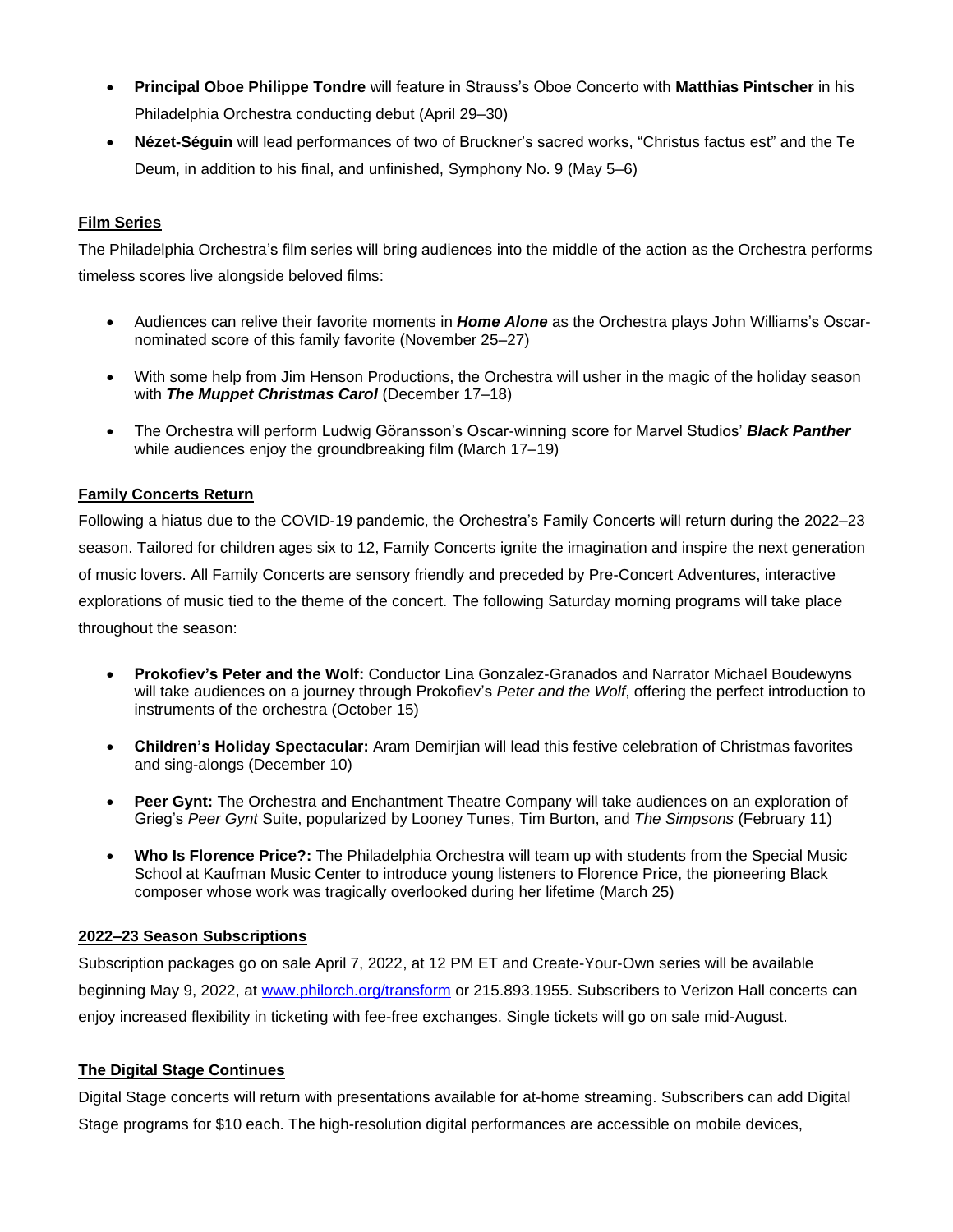- **Principal Oboe Philippe Tondre** will feature in Strauss's Oboe Concerto with **Matthias Pintscher** in his Philadelphia Orchestra conducting debut (April 29–30)
- **Nézet-Séguin** will lead performances of two of Bruckner's sacred works, "Christus factus est" and the Te Deum, in addition to his final, and unfinished, Symphony No. 9 (May 5–6)

**Film Series**

The Philadelphia Orchestra's film series will bring audiences into the middle of the action as the Orchestra performs timeless scores live alongside beloved films:

- Audiences can relive their favorite moments in ***Home Alone*** as the Orchestra plays John Williams's Oscar-nominated score of this family favorite (November 25–27)
- With some help from Jim Henson Productions, the Orchestra will usher in the magic of the holiday season with ***The Muppet Christmas Carol*** (December 17–18)
- The Orchestra will perform Ludwig Göransson's Oscar-winning score for Marvel Studios' ***Black Panther*** while audiences enjoy the groundbreaking film (March 17–19)

**Family Concerts Return**

Following a hiatus due to the COVID-19 pandemic, the Orchestra's Family Concerts will return during the 2022–23 season. Tailored for children ages six to 12, Family Concerts ignite the imagination and inspire the next generation of music lovers. All Family Concerts are sensory friendly and preceded by Pre-Concert Adventures, interactive explorations of music tied to the theme of the concert. The following Saturday morning programs will take place throughout the season:

- **Prokofiev's Peter and the Wolf:** Conductor Lina Gonzalez-Granados and Narrator Michael Boudewyns will take audiences on a journey through Prokofiev's *Peter and the Wolf*, offering the perfect introduction to instruments of the orchestra (October 15)
- **Children's Holiday Spectacular:** Aram Demirjian will lead this festive celebration of Christmas favorites and sing-alongs (December 10)
- **Peer Gynt:** The Orchestra and Enchantment Theatre Company will take audiences on an exploration of Grieg's *Peer Gynt* Suite, popularized by Looney Tunes, Tim Burton, and *The Simpsons* (February 11)
- **Who Is Florence Price?:** The Philadelphia Orchestra will team up with students from the Special Music School at Kaufman Music Center to introduce young listeners to Florence Price, the pioneering Black composer whose work was tragically overlooked during her lifetime (March 25)

**2022–23 Season Subscriptions**

Subscription packages go on sale April 7, 2022, at 12 PM ET and Create-Your-Own series will be available beginning May 9, 2022, at www.philorch.org/transform or 215.893.1955. Subscribers to Verizon Hall concerts can enjoy increased flexibility in ticketing with fee-free exchanges. Single tickets will go on sale mid-August.

**The Digital Stage Continues**

Digital Stage concerts will return with presentations available for at-home streaming. Subscribers can add Digital Stage programs for $10 each. The high-resolution digital performances are accessible on mobile devices,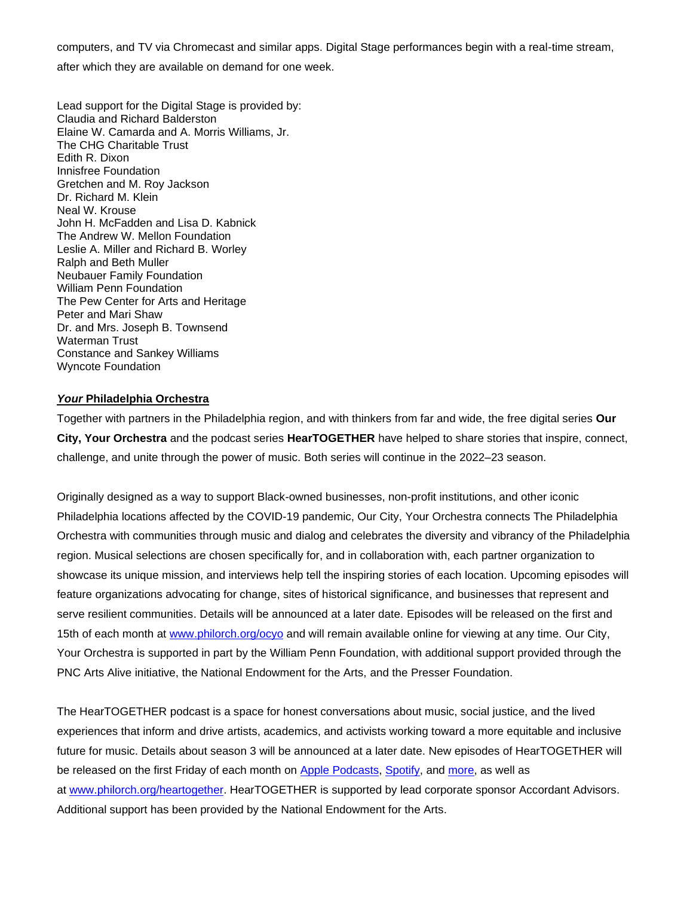computers, and TV via Chromecast and similar apps. Digital Stage performances begin with a real-time stream, after which they are available on demand for one week.

Lead support for the Digital Stage is provided by:
Claudia and Richard Balderston
Elaine W. Camarda and A. Morris Williams, Jr.
The CHG Charitable Trust
Edith R. Dixon
Innisfree Foundation
Gretchen and M. Roy Jackson
Dr. Richard M. Klein
Neal W. Krouse
John H. McFadden and Lisa D. Kabnick
The Andrew W. Mellon Foundation
Leslie A. Miller and Richard B. Worley
Ralph and Beth Muller
Neubauer Family Foundation
William Penn Foundation
The Pew Center for Arts and Heritage
Peter and Mari Shaw
Dr. and Mrs. Joseph B. Townsend
Waterman Trust
Constance and Sankey Williams
Wyncote Foundation

## ***Your*** **Philadelphia Orchestra**

Together with partners in the Philadelphia region, and with thinkers from far and wide, the free digital series **Our City, Your Orchestra** and the podcast series **HearTOGETHER** have helped to share stories that inspire, connect, challenge, and unite through the power of music. Both series will continue in the 2022–23 season.

Originally designed as a way to support Black-owned businesses, non-profit institutions, and other iconic Philadelphia locations affected by the COVID-19 pandemic, Our City, Your Orchestra connects The Philadelphia Orchestra with communities through music and dialog and celebrates the diversity and vibrancy of the Philadelphia region. Musical selections are chosen specifically for, and in collaboration with, each partner organization to showcase its unique mission, and interviews help tell the inspiring stories of each location. Upcoming episodes will feature organizations advocating for change, sites of historical significance, and businesses that represent and serve resilient communities. Details will be announced at a later date. Episodes will be released on the first and 15th of each month at [www.philorch.org/ocyo](www.philorch.org/ocyo) and will remain available online for viewing at any time. Our City, Your Orchestra is supported in part by the William Penn Foundation, with additional support provided through the PNC Arts Alive initiative, the National Endowment for the Arts, and the Presser Foundation.

The HearTOGETHER podcast is a space for honest conversations about music, social justice, and the lived experiences that inform and drive artists, academics, and activists working toward a more equitable and inclusive future for music. Details about season 3 will be announced at a later date. New episodes of HearTOGETHER will be released on the first Friday of each month on Apple Podcasts, Spotify, and more, as well as at [www.philorch.org/heartogether](www.philorch.org/heartogether). HearTOGETHER is supported by lead corporate sponsor Accordant Advisors. Additional support has been provided by the National Endowment for the Arts.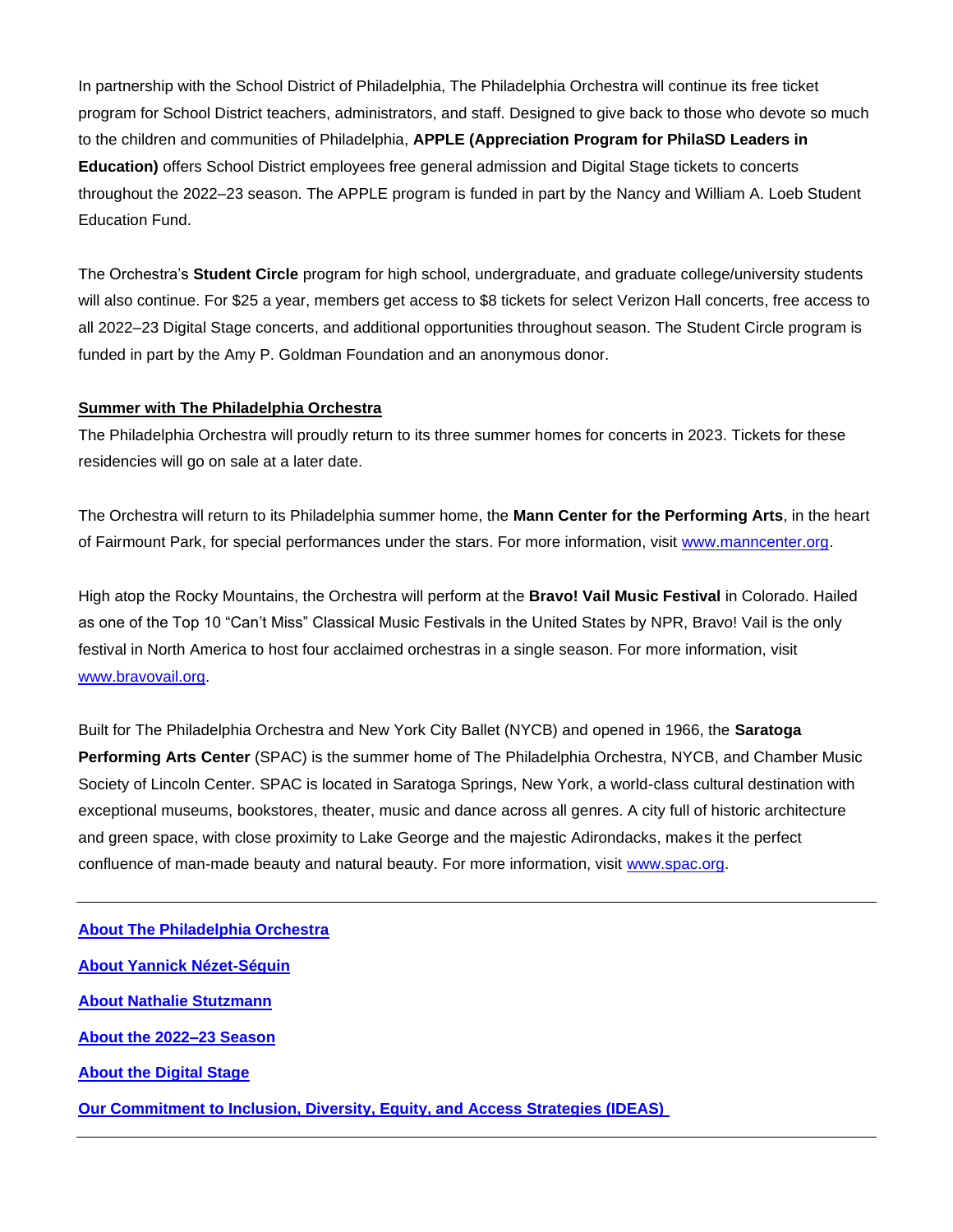In partnership with the School District of Philadelphia, The Philadelphia Orchestra will continue its free ticket program for School District teachers, administrators, and staff. Designed to give back to those who devote so much to the children and communities of Philadelphia, **APPLE (Appreciation Program for PhilaSD Leaders in Education)** offers School District employees free general admission and Digital Stage tickets to concerts throughout the 2022–23 season. The APPLE program is funded in part by the Nancy and William A. Loeb Student Education Fund.

The Orchestra's **Student Circle** program for high school, undergraduate, and graduate college/university students will also continue. For $25 a year, members get access to $8 tickets for select Verizon Hall concerts, free access to all 2022–23 Digital Stage concerts, and additional opportunities throughout season. The Student Circle program is funded in part by the Amy P. Goldman Foundation and an anonymous donor.

**Summer with The Philadelphia Orchestra**

The Philadelphia Orchestra will proudly return to its three summer homes for concerts in 2023. Tickets for these residencies will go on sale at a later date.

The Orchestra will return to its Philadelphia summer home, the **Mann Center for the Performing Arts**, in the heart of Fairmount Park, for special performances under the stars. For more information, visit [www.manncenter.org](http://www.manncenter.org).

High atop the Rocky Mountains, the Orchestra will perform at the **Bravo! Vail Music Festival** in Colorado. Hailed as one of the Top 10 "Can't Miss" Classical Music Festivals in the United States by NPR, Bravo! Vail is the only festival in North America to host four acclaimed orchestras in a single season. For more information, visit [www.bravovail.org](http://www.bravovail.org).

Built for The Philadelphia Orchestra and New York City Ballet (NYCB) and opened in 1966, the **Saratoga Performing Arts Center** (SPAC) is the summer home of The Philadelphia Orchestra, NYCB, and Chamber Music Society of Lincoln Center. SPAC is located in Saratoga Springs, New York, a world-class cultural destination with exceptional museums, bookstores, theater, music and dance across all genres. A city full of historic architecture and green space, with close proximity to Lake George and the majestic Adirondacks, makes it the perfect confluence of man-made beauty and natural beauty. For more information, visit [www.spac.org](http://www.spac.org).

---

**About The Philadelphia Orchestra**

**About Yannick Nézet-Séguin**

**About Nathalie Stutzmann**

**About the 2022–23 Season**

**About the Digital Stage**

**Our Commitment to Inclusion, Diversity, Equity, and Access Strategies (IDEAS)**

---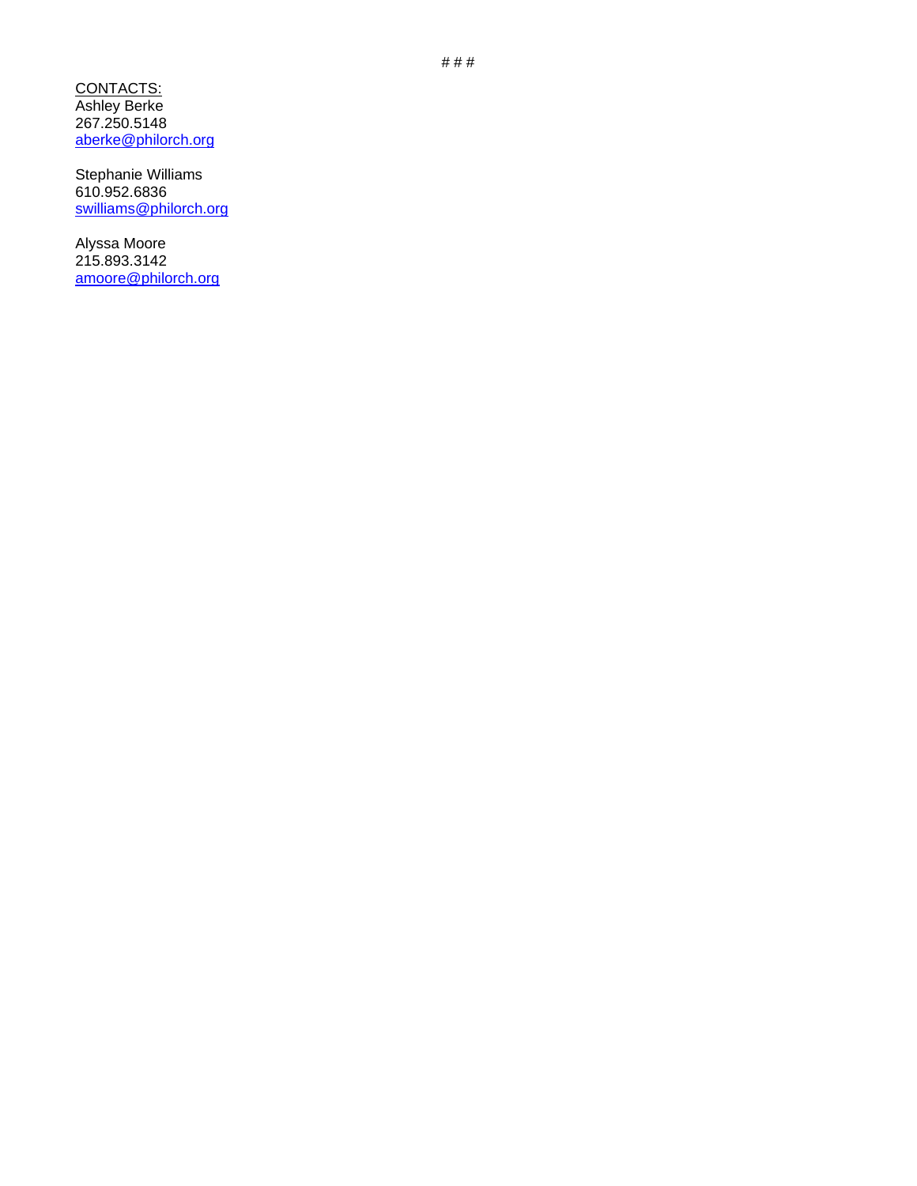# # #

<u>CONTACTS:</u>
Ashley Berke
267.250.5148
aberke@philorch.org

Stephanie Williams
610.952.6836
swilliams@philorch.org

Alyssa Moore
215.893.3142
amoore@philorch.org